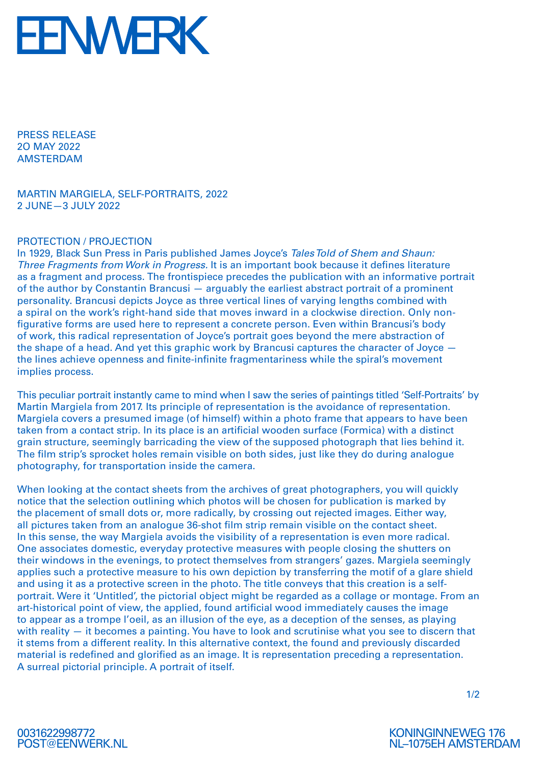# EENWERK

PRESS RELEASE
2O MAY 2022
AMSTERDAM

MARTIN MARGIELA, SELF-PORTRAITS, 2022
2 JUNE—3 JULY 2022

## PROTECTION / PROJECTION

In 1929, Black Sun Press in Paris published James Joyce's *Tales Told of Shem and Shaun: Three Fragments from Work in Progress.* It is an important book because it defines literature as a fragment and process. The frontispiece precedes the publication with an informative portrait of the author by Constantin Brancusi — arguably the earliest abstract portrait of a prominent personality. Brancusi depicts Joyce as three vertical lines of varying lengths combined with a spiral on the work's right-hand side that moves inward in a clockwise direction. Only non-figurative forms are used here to represent a concrete person. Even within Brancusi's body of work, this radical representation of Joyce's portrait goes beyond the mere abstraction of the shape of a head. And yet this graphic work by Brancusi captures the character of Joyce — the lines achieve openness and finite-infinite fragmentariness while the spiral's movement implies process.

This peculiar portrait instantly came to mind when I saw the series of paintings titled 'Self-Portraits' by Martin Margiela from 2017. Its principle of representation is the avoidance of representation. Margiela covers a presumed image (of himself) within a photo frame that appears to have been taken from a contact strip. In its place is an artificial wooden surface (Formica) with a distinct grain structure, seemingly barricading the view of the supposed photograph that lies behind it. The film strip's sprocket holes remain visible on both sides, just like they do during analogue photography, for transportation inside the camera.

When looking at the contact sheets from the archives of great photographers, you will quickly notice that the selection outlining which photos will be chosen for publication is marked by the placement of small dots or, more radically, by crossing out rejected images. Either way, all pictures taken from an analogue 36-shot film strip remain visible on the contact sheet. In this sense, the way Margiela avoids the visibility of a representation is even more radical. One associates domestic, everyday protective measures with people closing the shutters on their windows in the evenings, to protect themselves from strangers' gazes. Margiela seemingly applies such a protective measure to his own depiction by transferring the motif of a glare shield and using it as a protective screen in the photo. The title conveys that this creation is a self-portrait. Were it 'Untitled', the pictorial object might be regarded as a collage or montage. From an art-historical point of view, the applied, found artificial wood immediately causes the image to appear as a trompe l'oeil, as an illusion of the eye, as a deception of the senses, as playing with reality — it becomes a painting. You have to look and scrutinise what you see to discern that it stems from a different reality. In this alternative context, the found and previously discarded material is redefined and glorified as an image. It is representation preceding a representation. A surreal pictorial principle. A portrait of itself.

0031622998772
POST@EENWERK.NL

KONINGINNEWEG 176
NL–1075EH AMSTERDAM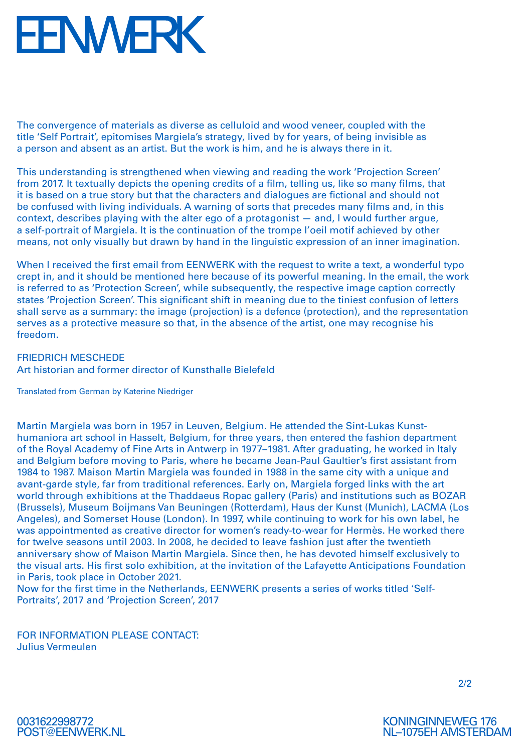The convergence of materials as diverse as celluloid and wood veneer, coupled with the title 'Self Portrait', epitomises Margiela's strategy, lived by for years, of being invisible as a person and absent as an artist. But the work is him, and he is always there in it.

This understanding is strengthened when viewing and reading the work 'Projection Screen' from 2017. It textually depicts the opening credits of a film, telling us, like so many films, that it is based on a true story but that the characters and dialogues are fictional and should not be confused with living individuals. A warning of sorts that precedes many films and, in this context, describes playing with the alter ego of a protagonist — and, I would further argue, a self-portrait of Margiela. It is the continuation of the trompe l'oeil motif achieved by other means, not only visually but drawn by hand in the linguistic expression of an inner imagination.

When I received the first email from EENWERK with the request to write a text, a wonderful typo crept in, and it should be mentioned here because of its powerful meaning. In the email, the work is referred to as 'Protection Screen', while subsequently, the respective image caption correctly states 'Projection Screen'. This significant shift in meaning due to the tiniest confusion of letters shall serve as a summary: the image (projection) is a defence (protection), and the representation serves as a protective measure so that, in the absence of the artist, one may recognise his freedom.

FRIEDRICH MESCHEDE
Art historian and former director of Kunsthalle Bielefeld

Translated from German by Katerine Niedriger

Martin Margiela was born in 1957 in Leuven, Belgium. He attended the Sint-Lukas Kunsthumaniora art school in Hasselt, Belgium, for three years, then entered the fashion department of the Royal Academy of Fine Arts in Antwerp in 1977–1981. After graduating, he worked in Italy and Belgium before moving to Paris, where he became Jean-Paul Gaultier's first assistant from 1984 to 1987. Maison Martin Margiela was founded in 1988 in the same city with a unique and avant-garde style, far from traditional references. Early on, Margiela forged links with the art world through exhibitions at the Thaddaeus Ropac gallery (Paris) and institutions such as BOZAR (Brussels), Museum Boijmans Van Beuningen (Rotterdam), Haus der Kunst (Munich), LACMA (Los Angeles), and Somerset House (London). In 1997, while continuing to work for his own label, he was appointmented as creative director for women's ready-to-wear for Hermès. He worked there for twelve seasons until 2003. In 2008, he decided to leave fashion just after the twentieth anniversary show of Maison Martin Margiela. Since then, he has devoted himself exclusively to the visual arts. His first solo exhibition, at the invitation of the Lafayette Anticipations Foundation in Paris, took place in October 2021.
Now for the first time in the Netherlands, EENWERK presents a series of works titled 'Self-Portraits', 2017 and 'Projection Screen', 2017

FOR INFORMATION PLEASE CONTACT:
Julius Vermeulen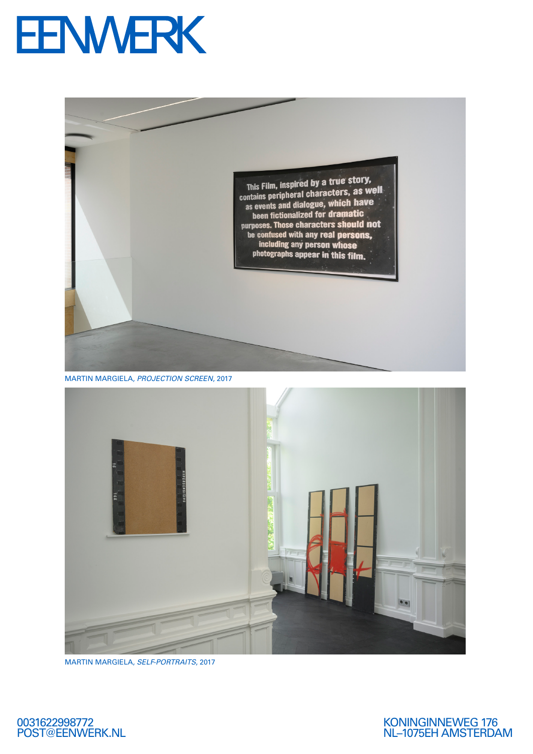# EENWERK

MARTIN MARGIELA, *PROJECTION SCREEN*, 2017

MARTIN MARGIELA, *SELF-PORTRAITS*, 2017

0031622998772
POST@EENWERK.NL

KONINGINNEWEG 176
NL–1075EH AMSTERDAM